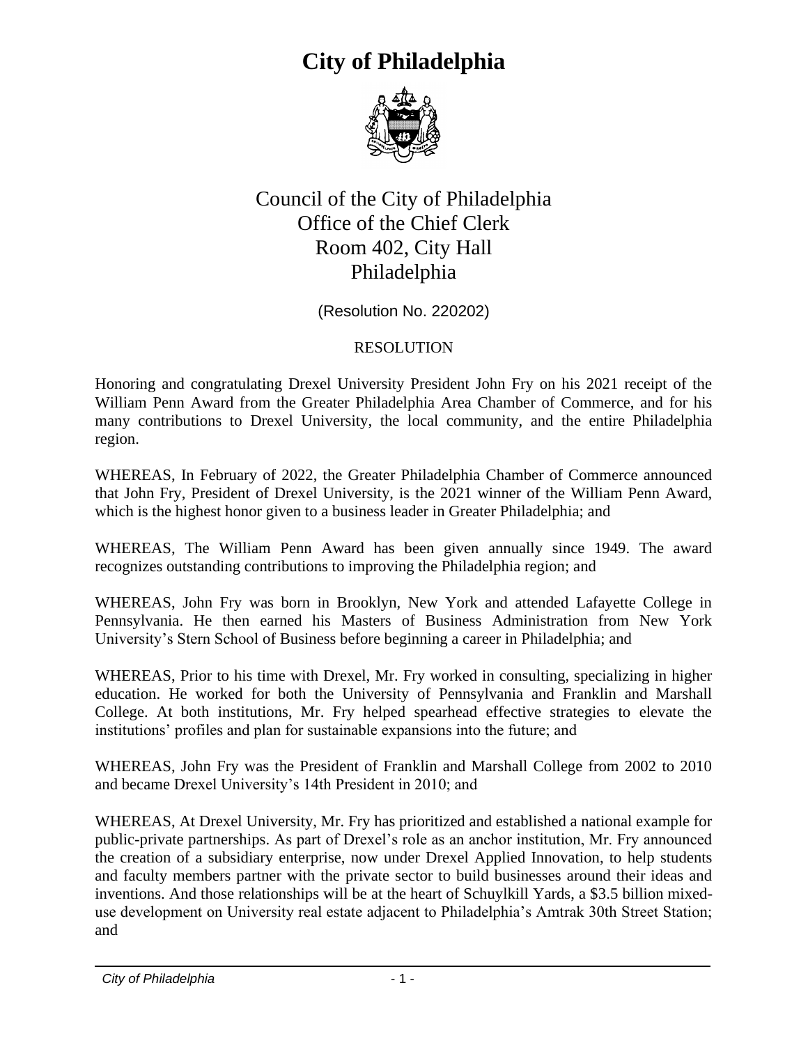# City of Philadelphia

Council of the City of Philadelphia
Office of the Chief Clerk
Room 402, City Hall
Philadelphia

(Resolution No. 220202)

RESOLUTION

Honoring and congratulating Drexel University President John Fry on his 2021 receipt of the William Penn Award from the Greater Philadelphia Area Chamber of Commerce, and for his many contributions to Drexel University, the local community, and the entire Philadelphia region.

WHEREAS, In February of 2022, the Greater Philadelphia Chamber of Commerce announced that John Fry, President of Drexel University, is the 2021 winner of the William Penn Award, which is the highest honor given to a business leader in Greater Philadelphia; and

WHEREAS, The William Penn Award has been given annually since 1949. The award recognizes outstanding contributions to improving the Philadelphia region; and

WHEREAS, John Fry was born in Brooklyn, New York and attended Lafayette College in Pennsylvania. He then earned his Masters of Business Administration from New York University's Stern School of Business before beginning a career in Philadelphia; and

WHEREAS, Prior to his time with Drexel, Mr. Fry worked in consulting, specializing in higher education. He worked for both the University of Pennsylvania and Franklin and Marshall College. At both institutions, Mr. Fry helped spearhead effective strategies to elevate the institutions' profiles and plan for sustainable expansions into the future; and

WHEREAS, John Fry was the President of Franklin and Marshall College from 2002 to 2010 and became Drexel University's 14th President in 2010; and

WHEREAS, At Drexel University, Mr. Fry has prioritized and established a national example for public-private partnerships. As part of Drexel's role as an anchor institution, Mr. Fry announced the creation of a subsidiary enterprise, now under Drexel Applied Innovation, to help students and faculty members partner with the private sector to build businesses around their ideas and inventions. And those relationships will be at the heart of Schuylkill Yards, a $3.5 billion mixed-use development on University real estate adjacent to Philadelphia's Amtrak 30th Street Station; and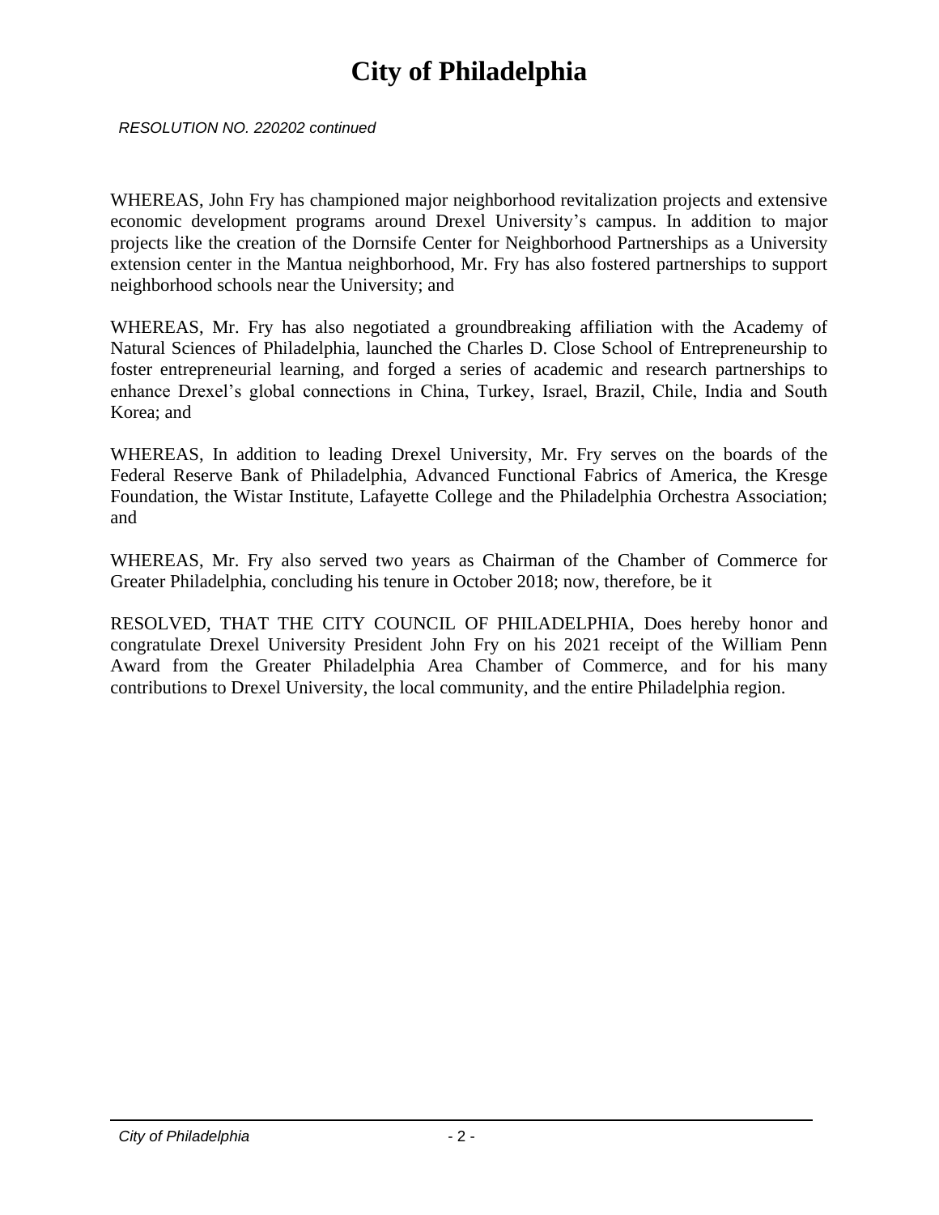*RESOLUTION NO. 220202 continued*

WHEREAS, John Fry has championed major neighborhood revitalization projects and extensive economic development programs around Drexel University's campus. In addition to major projects like the creation of the Dornsife Center for Neighborhood Partnerships as a University extension center in the Mantua neighborhood, Mr. Fry has also fostered partnerships to support neighborhood schools near the University; and

WHEREAS, Mr. Fry has also negotiated a groundbreaking affiliation with the Academy of Natural Sciences of Philadelphia, launched the Charles D. Close School of Entrepreneurship to foster entrepreneurial learning, and forged a series of academic and research partnerships to enhance Drexel's global connections in China, Turkey, Israel, Brazil, Chile, India and South Korea; and

WHEREAS, In addition to leading Drexel University, Mr. Fry serves on the boards of the Federal Reserve Bank of Philadelphia, Advanced Functional Fabrics of America, the Kresge Foundation, the Wistar Institute, Lafayette College and the Philadelphia Orchestra Association; and

WHEREAS, Mr. Fry also served two years as Chairman of the Chamber of Commerce for Greater Philadelphia, concluding his tenure in October 2018; now, therefore, be it

RESOLVED, THAT THE CITY COUNCIL OF PHILADELPHIA, Does hereby honor and congratulate Drexel University President John Fry on his 2021 receipt of the William Penn Award from the Greater Philadelphia Area Chamber of Commerce, and for his many contributions to Drexel University, the local community, and the entire Philadelphia region.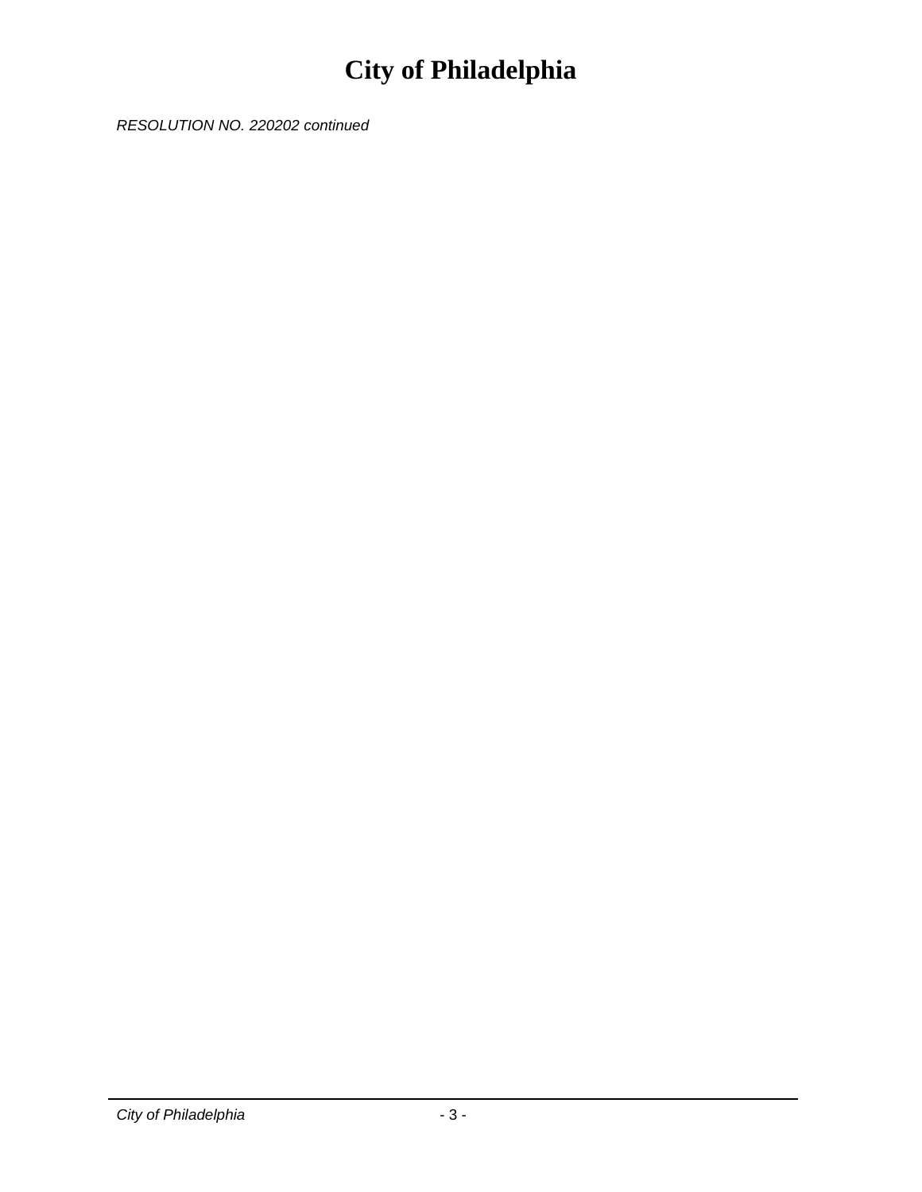*RESOLUTION NO. 220202 continued*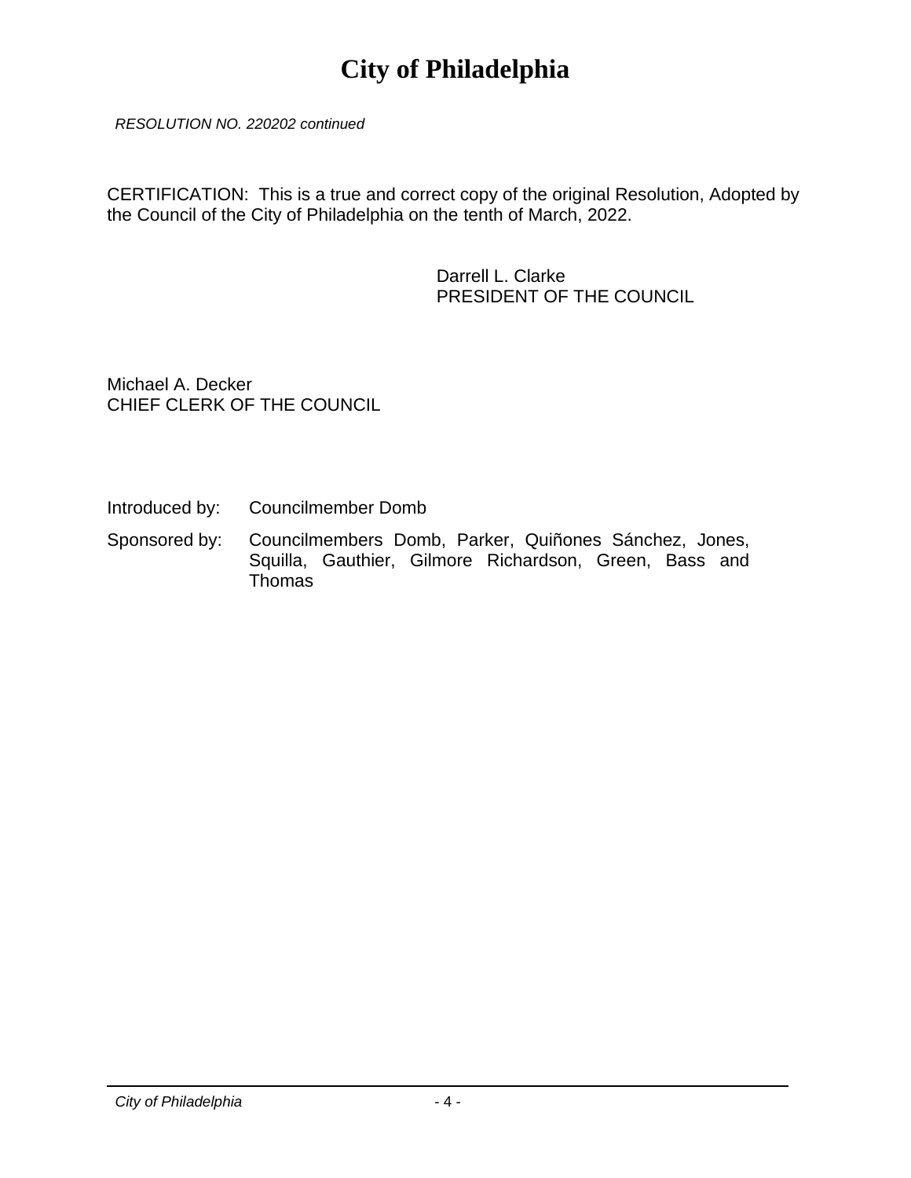# City of Philadelphia

*RESOLUTION NO. 220202 continued*

CERTIFICATION: This is a true and correct copy of the original Resolution, Adopted by the Council of the City of Philadelphia on the tenth of March, 2022.

Darrell L. Clarke
PRESIDENT OF THE COUNCIL

Michael A. Decker
CHIEF CLERK OF THE COUNCIL

Introduced by: Councilmember Domb

Sponsored by: Councilmembers Domb, Parker, Quiñones Sánchez, Jones, Squilla, Gauthier, Gilmore Richardson, Green, Bass and Thomas